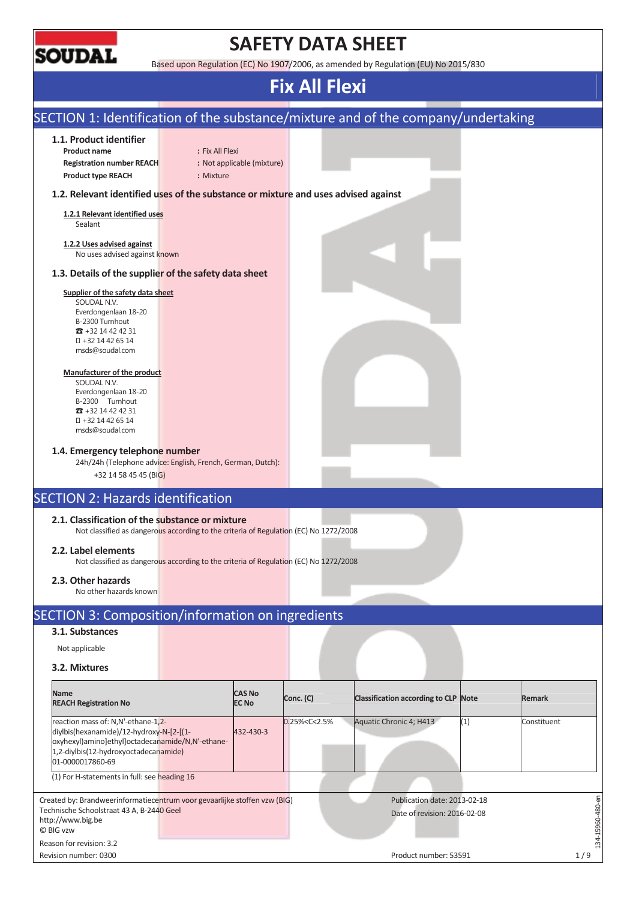SOUDAL

# SAFETY DATA SHEET

Based upon Regulation (EC) No 1907/2006, as amended by Regulation (EU) No 2015/830

# Fix All Flexi

## SECTION 1: Identification of the substance/mixture and of the company/undertaking

### 1.1. Product identifier

**Product name** : Fix All Flexi
**Registration number REACH** : Not applicable (mixture)
**Product type REACH** : Mixture

### 1.2. Relevant identified uses of the substance or mixture and uses advised against

**1.2.1 Relevant identified uses**
Sealant

**1.2.2 Uses advised against**
No uses advised against known

### 1.3. Details of the supplier of the safety data sheet

**Supplier of the safety data sheet**
SOUDAL N.V.
Everdongenlaan 18-20
B-2300 Turnhout
☎ +32 14 42 42 31
 +32 14 42 65 14
msds@soudal.com

**Manufacturer of the product**
SOUDAL N.V.
Everdongenlaan 18-20
B-2300 Turnhout
☎ +32 14 42 42 31
 +32 14 42 65 14
msds@soudal.com

### 1.4. Emergency telephone number

24h/24h (Telephone advice: English, French, German, Dutch):
+32 14 58 45 45 (BIG)

## SECTION 2: Hazards identification

### 2.1. Classification of the substance or mixture

Not classified as dangerous according to the criteria of Regulation (EC) No 1272/2008

### 2.2. Label elements

Not classified as dangerous according to the criteria of Regulation (EC) No 1272/2008

### 2.3. Other hazards

No other hazards known

## SECTION 3: Composition/information on ingredients

### 3.1. Substances

Not applicable

### 3.2. Mixtures

| Name<br>REACH Registration No | CAS No<br>EC No | Conc. (C) | Classification according to CLP | Note | Remark |
|---|---|---|---|---|---|
| reaction mass of: N,N'-ethane-1,2-diylbis(hexanamide)/12-hydroxy-N-[2-[(1-oxyhexyl)amino]ethyl]octadecanamide/N,N'-ethane-1,2-diylbis(12-hydroxyoctadecanamide)<br>01-0000017860-69 | 432-430-3 | 0.25%<C<2.5% | Aquatic Chronic 4; H413 | (1) | Constituent |

(1) For H-statements in full: see heading 16

Created by: Brandweerinformatiecentrum voor gevaarlijke stoffen vzw (BIG)
Technische Schoolstraat 43 A, B-2440 Geel
http://www.big.be
© BIG vzw

Reason for revision: 3.2
Revision number: 0300

Publication date: 2013-02-18
Date of revision: 2016-02-08

Product number: 53591

134-15960-480-en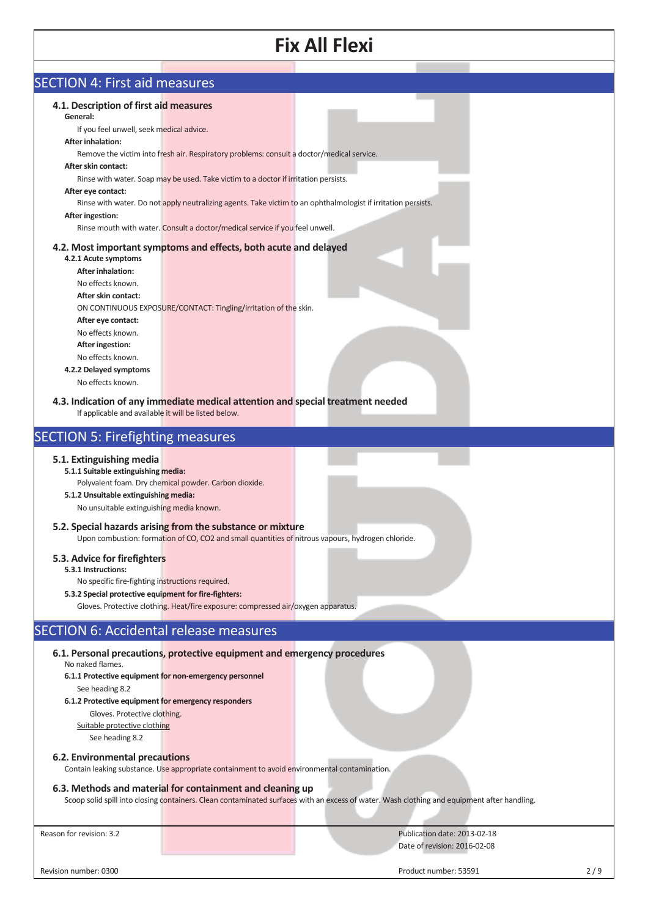# Fix All Flexi

## SECTION 4: First aid measures

### 4.1. Description of first aid measures

**General:**

If you feel unwell, seek medical advice.

**After inhalation:**

Remove the victim into fresh air. Respiratory problems: consult a doctor/medical service.

**After skin contact:**

Rinse with water. Soap may be used. Take victim to a doctor if irritation persists.

**After eye contact:**

Rinse with water. Do not apply neutralizing agents. Take victim to an ophthalmologist if irritation persists.

**After ingestion:**

Rinse mouth with water. Consult a doctor/medical service if you feel unwell.

### 4.2. Most important symptoms and effects, both acute and delayed

**4.2.1 Acute symptoms**

**After inhalation:**

No effects known.

**After skin contact:**

ON CONTINUOUS EXPOSURE/CONTACT: Tingling/irritation of the skin.

**After eye contact:**

No effects known.

**After ingestion:**

No effects known.

**4.2.2 Delayed symptoms**

No effects known.

### 4.3. Indication of any immediate medical attention and special treatment needed

If applicable and available it will be listed below.

## SECTION 5: Firefighting measures

### 5.1. Extinguishing media

**5.1.1 Suitable extinguishing media:**

Polyvalent foam. Dry chemical powder. Carbon dioxide.

**5.1.2 Unsuitable extinguishing media:**

No unsuitable extinguishing media known.

### 5.2. Special hazards arising from the substance or mixture

Upon combustion: formation of CO, CO2 and small quantities of nitrous vapours, hydrogen chloride.

### 5.3. Advice for firefighters

**5.3.1 Instructions:**

No specific fire-fighting instructions required.

**5.3.2 Special protective equipment for fire-fighters:**

Gloves. Protective clothing. Heat/fire exposure: compressed air/oxygen apparatus.

## SECTION 6: Accidental release measures

### 6.1. Personal precautions, protective equipment and emergency procedures

No naked flames.

**6.1.1 Protective equipment for non-emergency personnel**

See heading 8.2

**6.1.2 Protective equipment for emergency responders**

Gloves. Protective clothing.

Suitable protective clothing

See heading 8.2

### 6.2. Environmental precautions

Contain leaking substance. Use appropriate containment to avoid environmental contamination.

### 6.3. Methods and material for containment and cleaning up

Scoop solid spill into closing containers. Clean contaminated surfaces with an excess of water. Wash clothing and equipment after handling.

Reason for revision: 3.2

Publication date: 2013-02-18

Date of revision: 2016-02-08

Revision number: 0300

Product number: 53591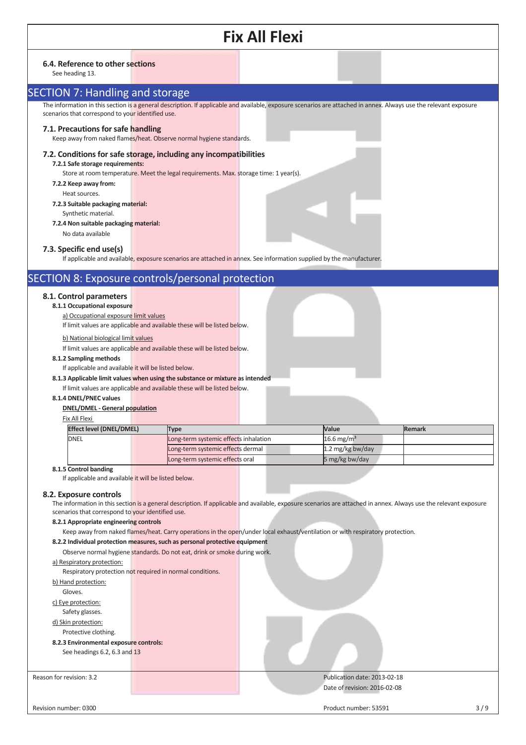#### 6.4. Reference to other sections

See heading 13.

## SECTION 7: Handling and storage

The information in this section is a general description. If applicable and available, exposure scenarios are attached in annex. Always use the relevant exposure scenarios that correspond to your identified use.

#### 7.1. Precautions for safe handling

Keep away from naked flames/heat. Observe normal hygiene standards.

#### 7.2. Conditions for safe storage, including any incompatibilities

**7.2.1 Safe storage requirements:**

Store at room temperature. Meet the legal requirements. Max. storage time: 1 year(s).

**7.2.2 Keep away from:**

Heat sources.

**7.2.3 Suitable packaging material:**

Synthetic material.

**7.2.4 Non suitable packaging material:**

No data available

#### 7.3. Specific end use(s)

If applicable and available, exposure scenarios are attached in annex. See information supplied by the manufacturer.

## SECTION 8: Exposure controls/personal protection

#### 8.1. Control parameters

**8.1.1 Occupational exposure**

a) Occupational exposure limit values

If limit values are applicable and available these will be listed below.

b) National biological limit values

If limit values are applicable and available these will be listed below.

**8.1.2 Sampling methods**

If applicable and available it will be listed below.

**8.1.3 Applicable limit values when using the substance or mixture as intended**

If limit values are applicable and available these will be listed below.

**8.1.4 DNEL/PNEC values**

**DNEL/DMEL - General population**

Fix All Flexi

| Effect level (DNEL/DMEL) | Type | Value | Remark |
|---|---|---|---|
| DNEL | Long-term systemic effects inhalation | 16.6 mg/m³ | |
| | Long-term systemic effects dermal | 1.2 mg/kg bw/day | |
| | Long-term systemic effects oral | 5 mg/kg bw/day | |

**8.1.5 Control banding**

If applicable and available it will be listed below.

#### 8.2. Exposure controls

The information in this section is a general description. If applicable and available, exposure scenarios are attached in annex. Always use the relevant exposure scenarios that correspond to your identified use.

**8.2.1 Appropriate engineering controls**

Keep away from naked flames/heat. Carry operations in the open/under local exhaust/ventilation or with respiratory protection.

**8.2.2 Individual protection measures, such as personal protective equipment**

Observe normal hygiene standards. Do not eat, drink or smoke during work.

a) Respiratory protection:

Respiratory protection not required in normal conditions.

b) Hand protection:

Gloves.

c) Eye protection:

Safety glasses.

d) Skin protection:

Protective clothing.

**8.2.3 Environmental exposure controls:**

See headings 6.2, 6.3 and 13

Reason for revision: 3.2

Publication date: 2013-02-18

Date of revision: 2016-02-08

Revision number: 0300

Product number: 53591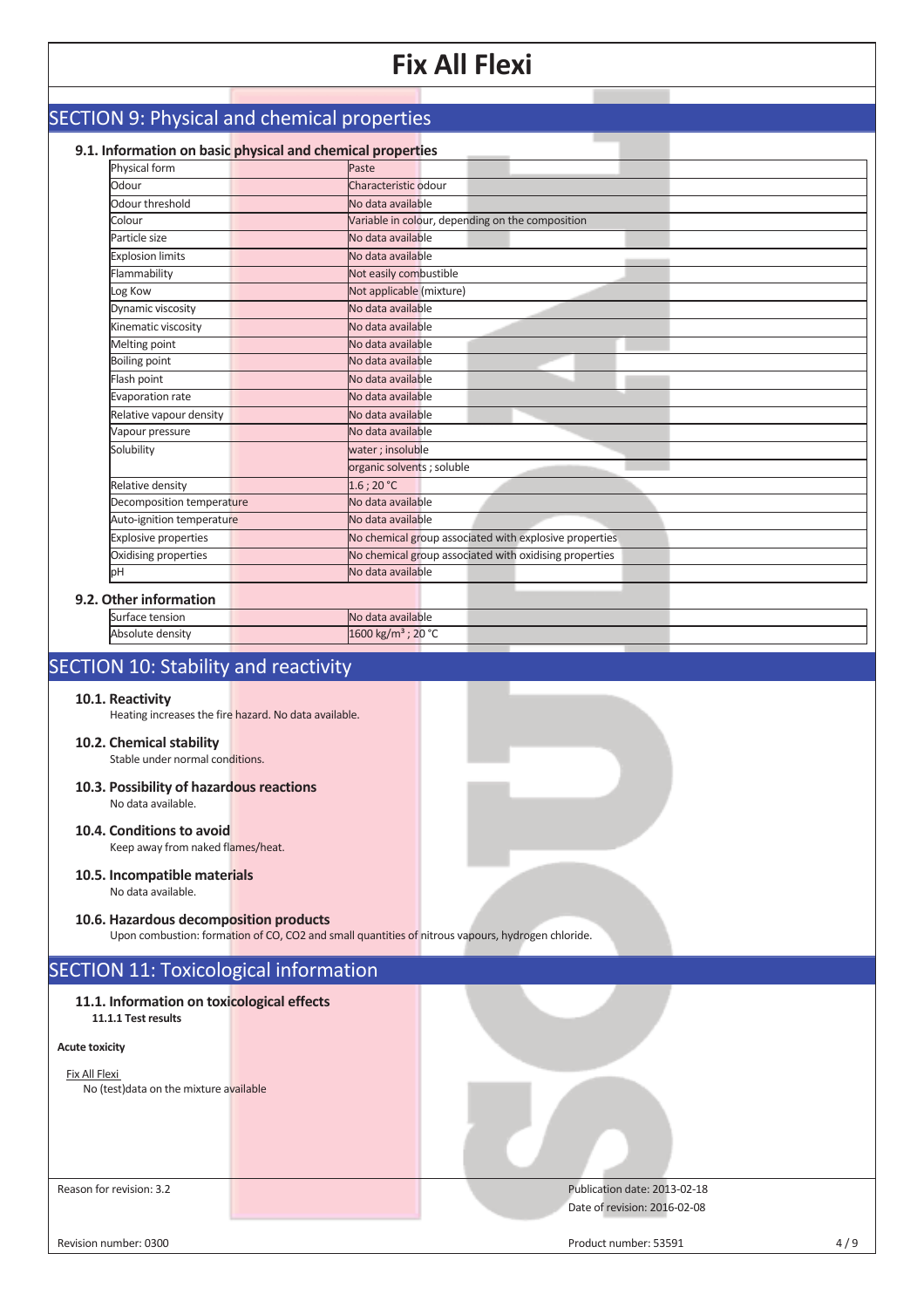## SECTION 9: Physical and chemical properties

### 9.1. Information on basic physical and chemical properties

| | |
|---|---|
| Physical form | Paste |
| Odour | Characteristic odour |
| Odour threshold | No data available |
| Colour | Variable in colour, depending on the composition |
| Particle size | No data available |
| Explosion limits | No data available |
| Flammability | Not easily combustible |
| Log Kow | Not applicable (mixture) |
| Dynamic viscosity | No data available |
| Kinematic viscosity | No data available |
| Melting point | No data available |
| Boiling point | No data available |
| Flash point | No data available |
| Evaporation rate | No data available |
| Relative vapour density | No data available |
| Vapour pressure | No data available |
| Solubility | water ; insoluble |
| | organic solvents ; soluble |
| Relative density | 1.6 ; 20 °C |
| Decomposition temperature | No data available |
| Auto-ignition temperature | No data available |
| Explosive properties | No chemical group associated with explosive properties |
| Oxidising properties | No chemical group associated with oxidising properties |
| pH | No data available |

### 9.2. Other information

| | |
|---|---|
| Surface tension | No data available |
| Absolute density | 1600 kg/m³ ; 20 °C |

## SECTION 10: Stability and reactivity

### 10.1. Reactivity

Heating increases the fire hazard. No data available.

### 10.2. Chemical stability

Stable under normal conditions.

### 10.3. Possibility of hazardous reactions

No data available.

### 10.4. Conditions to avoid

Keep away from naked flames/heat.

### 10.5. Incompatible materials

No data available.

### 10.6. Hazardous decomposition products

Upon combustion: formation of CO, $CO_2$ and small quantities of nitrous vapours, hydrogen chloride.

## SECTION 11: Toxicological information

### 11.1. Information on toxicological effects

**11.1.1 Test results**

**Acute toxicity**

Fix All Flexi

No (test)data on the mixture available

Reason for revision: 3.2

Publication date: 2013-02-18

Date of revision: 2016-02-08

Revision number: 0300

Product number: 53591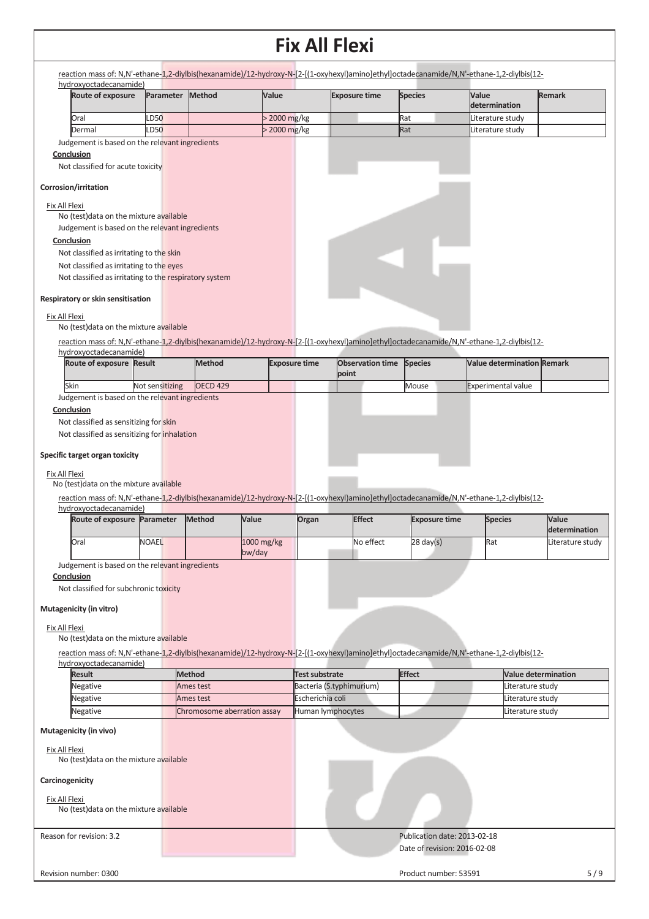reaction mass of: N,N'-ethane-1,2-diylbis(hexanamide)/12-hydroxy-N-[2-[(1-oxyhexyl)amino]ethyl]octadecanamide/N,N'-ethane-1,2-diylbis(12-hydroxyoctadecanamide)

| Route of exposure | Parameter | Method | Value | Exposure time | Species | Value determination | Remark |
|---|---|---|---|---|---|---|---|
| Oral | LD50 | | > 2000 mg/kg | | Rat | Literature study | |
| Dermal | LD50 | | > 2000 mg/kg | | Rat | Literature study | |

Judgement is based on the relevant ingredients

**Conclusion**

Not classified for acute toxicity

**Corrosion/irritation**

Fix All Flexi

No (test)data on the mixture available

Judgement is based on the relevant ingredients

**Conclusion**

Not classified as irritating to the skin

Not classified as irritating to the eyes

Not classified as irritating to the respiratory system

**Respiratory or skin sensitisation**

Fix All Flexi

No (test)data on the mixture available

reaction mass of: N,N'-ethane-1,2-diylbis(hexanamide)/12-hydroxy-N-[2-[(1-oxyhexyl)amino]ethyl]octadecanamide/N,N'-ethane-1,2-diylbis(12-hydroxyoctadecanamide)

| Route of exposure | Result | Method | Exposure time | Observation time point | Species | Value determination | Remark |
|---|---|---|---|---|---|---|---|
| Skin | Not sensitizing | OECD 429 | | | Mouse | Experimental value | |

Judgement is based on the relevant ingredients

**Conclusion**

Not classified as sensitizing for skin

Not classified as sensitizing for inhalation

**Specific target organ toxicity**

Fix All Flexi

No (test)data on the mixture available

reaction mass of: N,N'-ethane-1,2-diylbis(hexanamide)/12-hydroxy-N-[2-[(1-oxyhexyl)amino]ethyl]octadecanamide/N,N'-ethane-1,2-diylbis(12-hydroxyoctadecanamide)

| Route of exposure | Parameter | Method | Value | Organ | Effect | Exposure time | Species | Value determination |
|---|---|---|---|---|---|---|---|---|
| Oral | NOAEL | | 1000 mg/kg bw/day | | No effect | 28 day(s) | Rat | Literature study |

Judgement is based on the relevant ingredients

**Conclusion**

Not classified for subchronic toxicity

**Mutagenicity (in vitro)**

Fix All Flexi

No (test)data on the mixture available

reaction mass of: N,N'-ethane-1,2-diylbis(hexanamide)/12-hydroxy-N-[2-[(1-oxyhexyl)amino]ethyl]octadecanamide/N,N'-ethane-1,2-diylbis(12-hydroxyoctadecanamide)

| Result | Method | Test substrate | Effect | Value determination |
|---|---|---|---|---|
| Negative | Ames test | Bacteria (S.typhimurium) | | Literature study |
| Negative | Ames test | Escherichia coli | | Literature study |
| Negative | Chromosome aberration assay | Human lymphocytes | | Literature study |

**Mutagenicity (in vivo)**

Fix All Flexi

No (test)data on the mixture available

**Carcinogenicity**

Fix All Flexi

No (test)data on the mixture available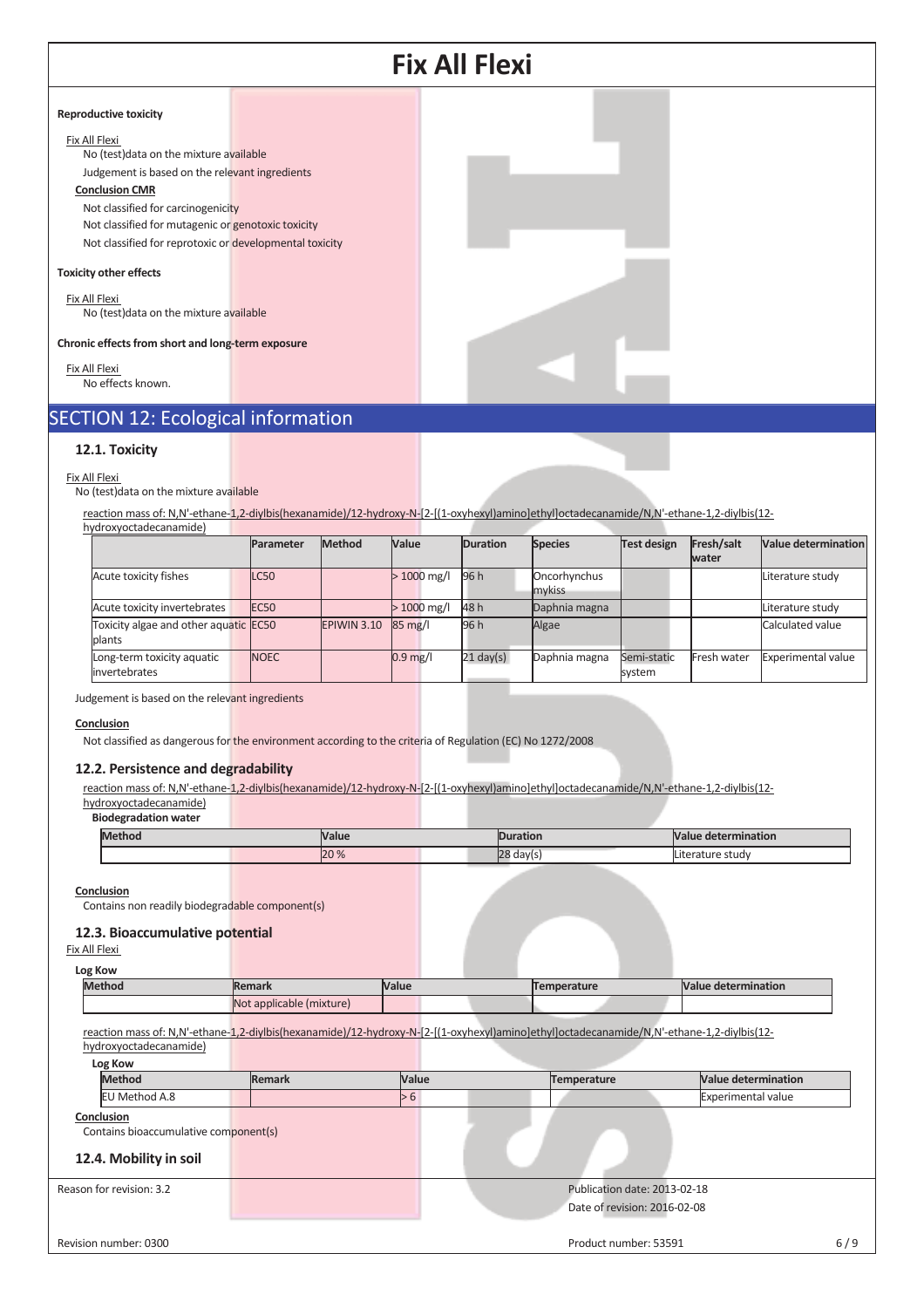**Reproductive toxicity**

Fix All Flexi

No (test)data on the mixture available

Judgement is based on the relevant ingredients

**Conclusion CMR**

Not classified for carcinogenicity

Not classified for mutagenic or genotoxic toxicity

Not classified for reprotoxic or developmental toxicity

**Toxicity other effects**

Fix All Flexi

No (test)data on the mixture available

**Chronic effects from short and long-term exposure**

Fix All Flexi

No effects known.

# SECTION 12: Ecological information

## 12.1. Toxicity

Fix All Flexi

No (test)data on the mixture available

reaction mass of: N,N'-ethane-1,2-diylbis(hexanamide)/12-hydroxy-N-[2-[(1-oxyhexyl)amino]ethyl]octadecanamide/N,N'-ethane-1,2-diylbis(12-hydroxyoctadecanamide)

| | Parameter | Method | Value | Duration | Species | Test design | Fresh/salt water | Value determination |
|---|---|---|---|---|---|---|---|---|
| Acute toxicity fishes | LC50 | | > 1000 mg/l | 96 h | Oncorhynchus mykiss | | | Literature study |
| Acute toxicity invertebrates | EC50 | | > 1000 mg/l | 48 h | Daphnia magna | | | Literature study |
| Toxicity algae and other aquatic plants | EC50 | EPIWIN 3.10 | 85 mg/l | 96 h | Algae | | | Calculated value |
| Long-term toxicity aquatic invertebrates | NOEC | | 0.9 mg/l | 21 day(s) | Daphnia magna | Semi-static system | Fresh water | Experimental value |

Judgement is based on the relevant ingredients

**Conclusion**

Not classified as dangerous for the environment according to the criteria of Regulation (EC) No 1272/2008

## 12.2. Persistence and degradability

reaction mass of: N,N'-ethane-1,2-diylbis(hexanamide)/12-hydroxy-N-[2-[(1-oxyhexyl)amino]ethyl]octadecanamide/N,N'-ethane-1,2-diylbis(12-hydroxyoctadecanamide)

**Biodegradation water**

| Method | Value | Duration | Value determination |
|---|---|---|---|
| | 20 % | 28 day(s) | Literature study |

**Conclusion**

Contains non readily biodegradable component(s)

## 12.3. Bioaccumulative potential

Fix All Flexi

**Log Kow**

| Method | Remark | Value | Temperature | Value determination |
|---|---|---|---|---|
| | Not applicable (mixture) | | | |

reaction mass of: N,N'-ethane-1,2-diylbis(hexanamide)/12-hydroxy-N-[2-[(1-oxyhexyl)amino]ethyl]octadecanamide/N,N'-ethane-1,2-diylbis(12-hydroxyoctadecanamide)

**Log Kow**

| Method | Remark | Value | Temperature | Value determination |
|---|---|---|---|---|
| EU Method A.8 | | > 6 | | Experimental value |

**Conclusion**

Contains bioaccumulative component(s)

## 12.4. Mobility in soil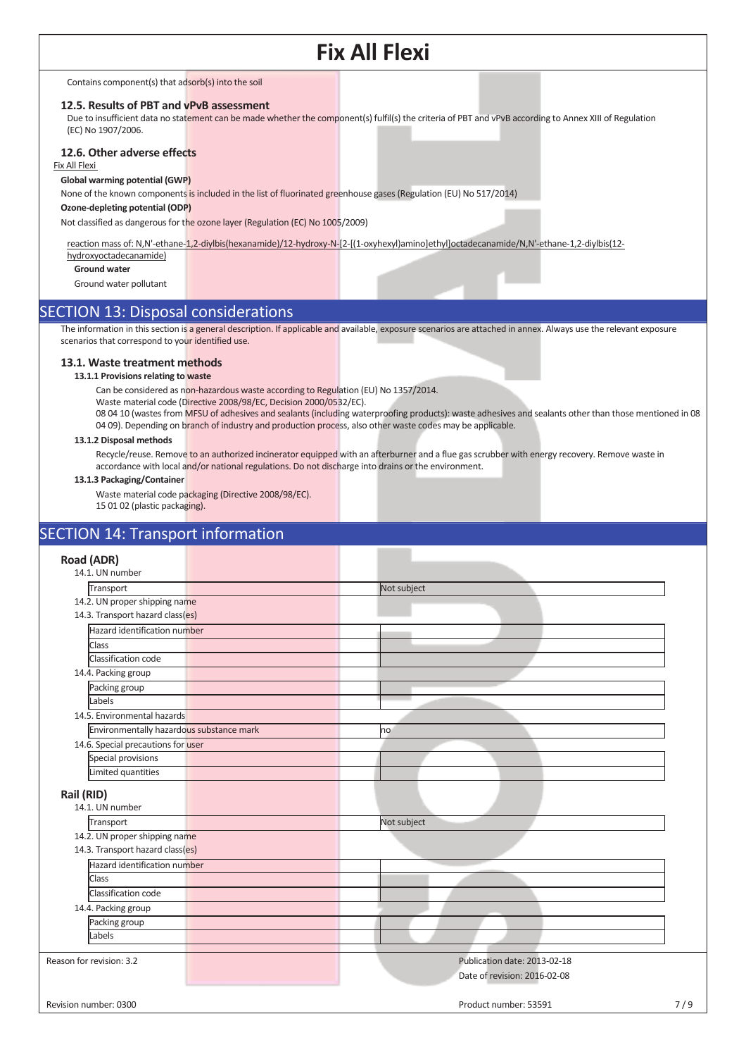Contains component(s) that adsorb(s) into the soil

### 12.5. Results of PBT and vPvB assessment

Due to insufficient data no statement can be made whether the component(s) fulfil(s) the criteria of PBT and vPvB according to Annex XIII of Regulation (EC) No 1907/2006.

### 12.6. Other adverse effects

Fix All Flexi

**Global warming potential (GWP)**

None of the known components is included in the list of fluorinated greenhouse gases (Regulation (EU) No 517/2014)

**Ozone-depleting potential (ODP)**

Not classified as dangerous for the ozone layer (Regulation (EC) No 1005/2009)

reaction mass of: N,N'-ethane-1,2-diylbis(hexanamide)/12-hydroxy-N-[2-[(1-oxyhexyl)amino]ethyl]octadecanamide/N,N'-ethane-1,2-diylbis(12-hydroxyoctadecanamide)

**Ground water**

Ground water pollutant

## SECTION 13: Disposal considerations

The information in this section is a general description. If applicable and available, exposure scenarios are attached in annex. Always use the relevant exposure scenarios that correspond to your identified use.

### 13.1. Waste treatment methods

**13.1.1 Provisions relating to waste**

Can be considered as non-hazardous waste according to Regulation (EU) No 1357/2014.
Waste material code (Directive 2008/98/EC, Decision 2000/0532/EC).
08 04 10 (wastes from MFSU of adhesives and sealants (including waterproofing products): waste adhesives and sealants other than those mentioned in 08 04 09). Depending on branch of industry and production process, also other waste codes may be applicable.

**13.1.2 Disposal methods**

Recycle/reuse. Remove to an authorized incinerator equipped with an afterburner and a flue gas scrubber with energy recovery. Remove waste in accordance with local and/or national regulations. Do not discharge into drains or the environment.

**13.1.3 Packaging/Container**

Waste material code packaging (Directive 2008/98/EC).
15 01 02 (plastic packaging).

## SECTION 14: Transport information

### Road (ADR)

14.1. UN number

| Transport | Not subject |
|---|---|

14.2. UN proper shipping name

14.3. Transport hazard class(es)

| Hazard identification number | |
|---|---|
| Class | |
| Classification code | |

14.4. Packing group

| Packing group | |
|---|---|
| Labels | |

14.5. Environmental hazards

| Environmentally hazardous substance mark | no |
|---|---|

14.6. Special precautions for user

| Special provisions | |
|---|---|
| Limited quantities | |

### Rail (RID)

14.1. UN number

| Transport | Not subject |
|---|---|

14.2. UN proper shipping name

14.3. Transport hazard class(es)

| Hazard identification number | |
|---|---|
| Class | |
| Classification code | |

14.4. Packing group

| Packing group | |
|---|---|
| Labels | |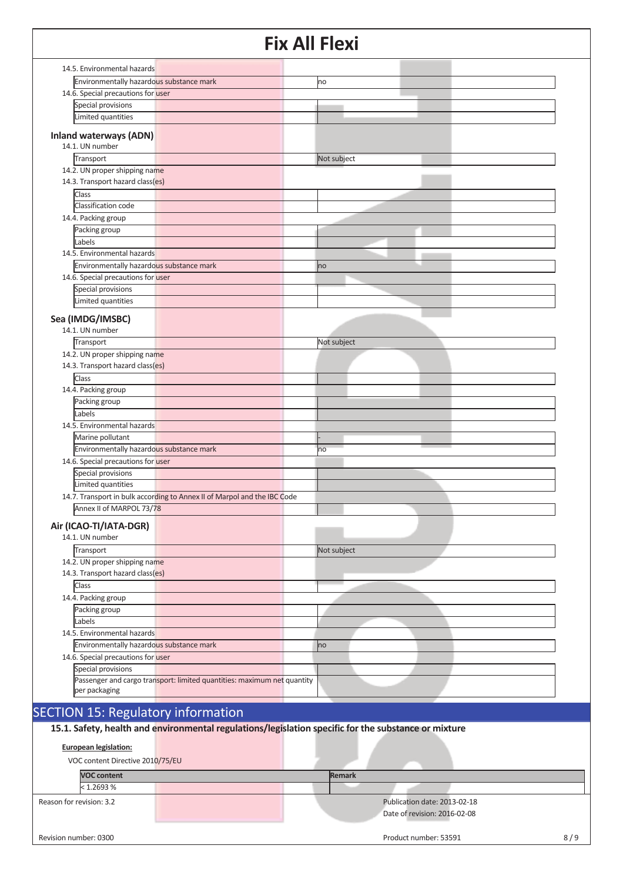14.5. Environmental hazards

| | |
|---|---|
| Environmentally hazardous substance mark | no |

14.6. Special precautions for user

| | |
|---|---|
| Special provisions | |
| Limited quantities | |

### Inland waterways (ADN)

14.1. UN number

| | |
|---|---|
| Transport | Not subject |

14.2. UN proper shipping name

14.3. Transport hazard class(es)

| | |
|---|---|
| Class | |
| Classification code | |

14.4. Packing group

| | |
|---|---|
| Packing group | |
| Labels | |

14.5. Environmental hazards

| | |
|---|---|
| Environmentally hazardous substance mark | no |

14.6. Special precautions for user

| | |
|---|---|
| Special provisions | |
| Limited quantities | |

### Sea (IMDG/IMSBC)

14.1. UN number

| | |
|---|---|
| Transport | Not subject |

14.2. UN proper shipping name

14.3. Transport hazard class(es)

| | |
|---|---|
| Class | |

14.4. Packing group

| | |
|---|---|
| Packing group | |
| Labels | |

14.5. Environmental hazards

| | |
|---|---|
| Marine pollutant | - |
| Environmentally hazardous substance mark | no |

14.6. Special precautions for user

| | |
|---|---|
| Special provisions | |
| Limited quantities | |

14.7. Transport in bulk according to Annex II of Marpol and the IBC Code

| | |
|---|---|
| Annex II of MARPOL 73/78 | |

### Air (ICAO-TI/IATA-DGR)

14.1. UN number

| | |
|---|---|
| Transport | Not subject |

14.2. UN proper shipping name

14.3. Transport hazard class(es)

| | |
|---|---|
| Class | |

14.4. Packing group

| | |
|---|---|
| Packing group | |
| Labels | |

14.5. Environmental hazards

| | |
|---|---|
| Environmentally hazardous substance mark | no |

14.6. Special precautions for user

| | |
|---|---|
| Special provisions | |
| Passenger and cargo transport: limited quantities: maximum net quantity per packaging | |

## SECTION 15: Regulatory information

### 15.1. Safety, health and environmental regulations/legislation specific for the substance or mixture

**European legislation:**

VOC content Directive 2010/75/EU

| VOC content | Remark |
|---|---|
| < 1.2693 % | |

Reason for revision: 3.2

Publication date: 2013-02-18

Date of revision: 2016-02-08

Revision number: 0300

Product number: 53591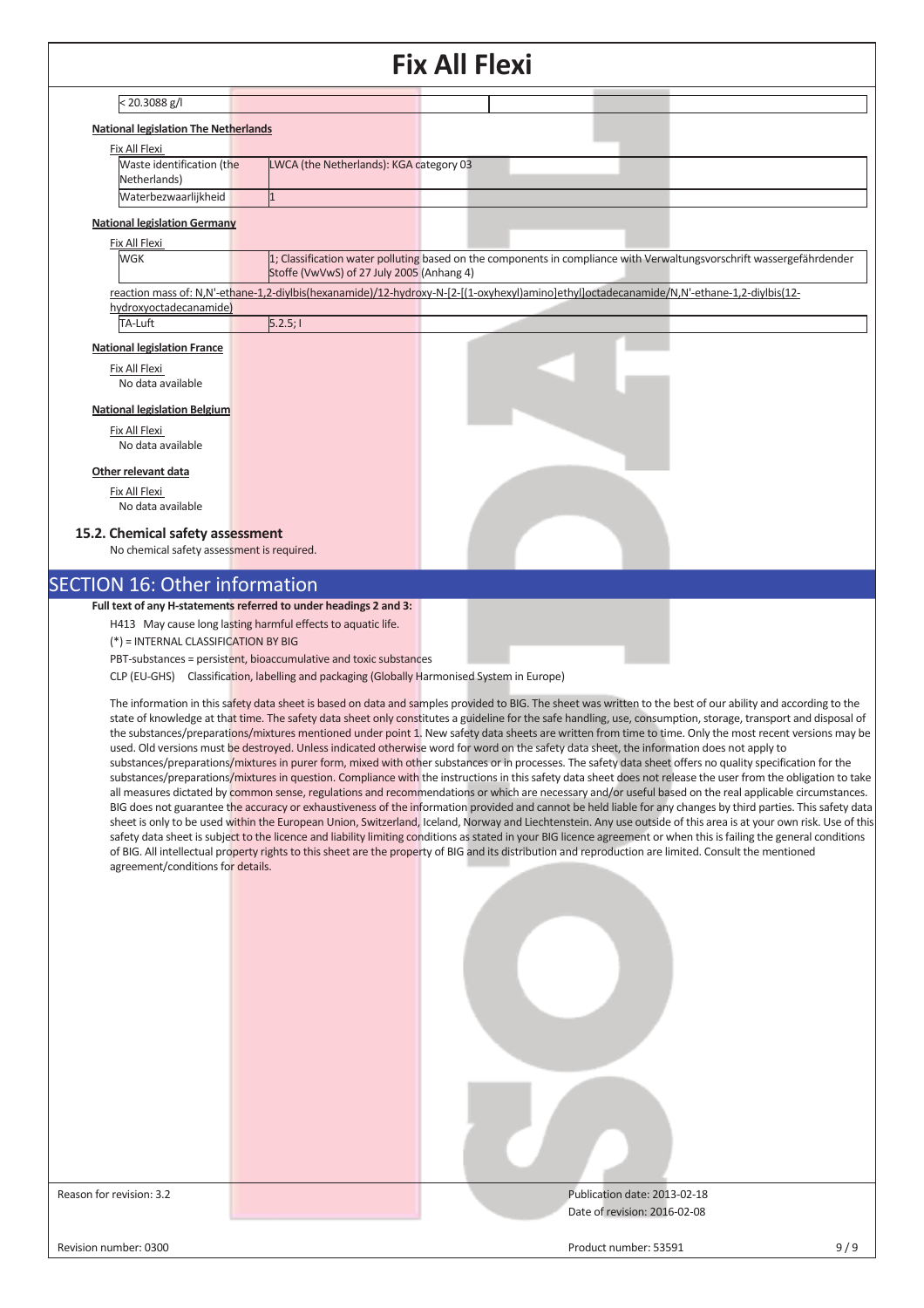| | | |
|---|---|---|
| < 20.3088 g/l | | |

**National legislation The Netherlands**

Fix All Flexi

| | |
|---|---|
| Waste identification (the Netherlands) | LWCA (the Netherlands): KGA category 03 |
| Waterbezwaarlijkheid | 1 |

**National legislation Germany**

Fix All Flexi

| | |
|---|---|
| WGK | 1; Classification water polluting based on the components in compliance with Verwaltungsvorschrift wassergefährdender Stoffe (VwVwS) of 27 July 2005 (Anhang 4) |

reaction mass of: N,N'-ethane-1,2-diylbis(hexanamide)/12-hydroxy-N-[2-[(1-oxyhexyl)amino]ethyl]octadecanamide/N,N'-ethane-1,2-diylbis(12-hydroxyoctadecanamide)

| | |
|---|---|
| TA-Luft | 5.2.5; I |

**National legislation France**

Fix All Flexi
No data available

**National legislation Belgium**

Fix All Flexi
No data available

**Other relevant data**

Fix All Flexi
No data available

### 15.2. Chemical safety assessment

No chemical safety assessment is required.

## SECTION 16: Other information

**Full text of any H-statements referred to under headings 2 and 3:**

H413 May cause long lasting harmful effects to aquatic life.

(*) = INTERNAL CLASSIFICATION BY BIG

PBT-substances = persistent, bioaccumulative and toxic substances

CLP (EU-GHS) Classification, labelling and packaging (Globally Harmonised System in Europe)

The information in this safety data sheet is based on data and samples provided to BIG. The sheet was written to the best of our ability and according to the state of knowledge at that time. The safety data sheet only constitutes a guideline for the safe handling, use, consumption, storage, transport and disposal of the substances/preparations/mixtures mentioned under point 1. New safety data sheets are written from time to time. Only the most recent versions may be used. Old versions must be destroyed. Unless indicated otherwise word for word on the safety data sheet, the information does not apply to substances/preparations/mixtures in purer form, mixed with other substances or in processes. The safety data sheet offers no quality specification for the substances/preparations/mixtures in question. Compliance with the instructions in this safety data sheet does not release the user from the obligation to take all measures dictated by common sense, regulations and recommendations or which are necessary and/or useful based on the real applicable circumstances. BIG does not guarantee the accuracy or exhaustiveness of the information provided and cannot be held liable for any changes by third parties. This safety data sheet is only to be used within the European Union, Switzerland, Iceland, Norway and Liechtenstein. Any use outside of this area is at your own risk. Use of this safety data sheet is subject to the licence and liability limiting conditions as stated in your BIG licence agreement or when this is failing the general conditions of BIG. All intellectual property rights to this sheet are the property of BIG and its distribution and reproduction are limited. Consult the mentioned agreement/conditions for details.